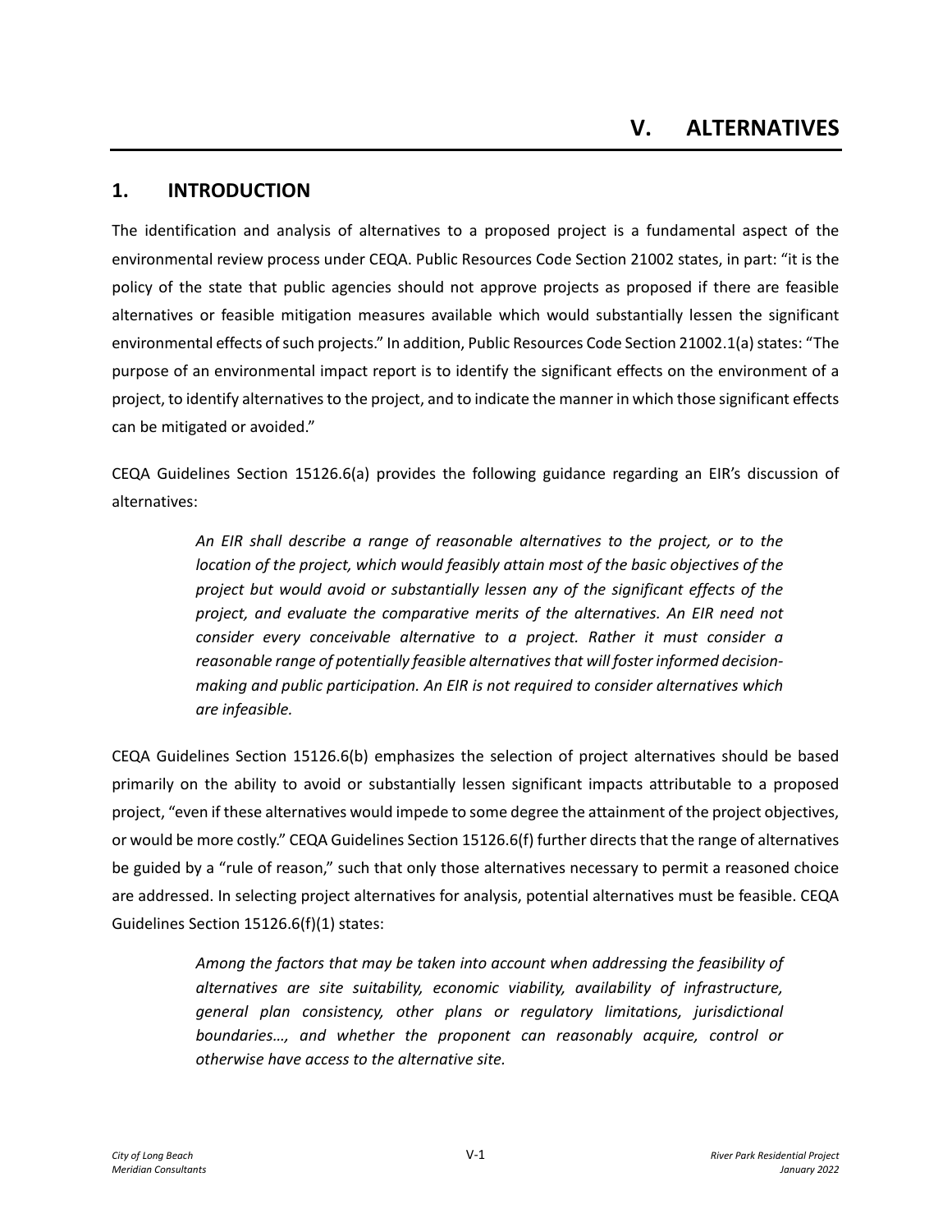# V. ALTERNATIVES

## 1. INTRODUCTION

The identification and analysis of alternatives to a proposed project is a fundamental aspect of the environmental review process under CEQA. Public Resources Code Section 21002 states, in part: "it is the policy of the state that public agencies should not approve projects as proposed if there are feasible alternatives or feasible mitigation measures available which would substantially lessen the significant environmental effects of such projects." In addition, Public Resources Code Section 21002.1(a) states: "The purpose of an environmental impact report is to identify the significant effects on the environment of a project, to identify alternatives to the project, and to indicate the manner in which those significant effects can be mitigated or avoided."

CEQA Guidelines Section 15126.6(a) provides the following guidance regarding an EIR's discussion of alternatives:

> *An EIR shall describe a range of reasonable alternatives to the project, or to the location of the project, which would feasibly attain most of the basic objectives of the project but would avoid or substantially lessen any of the significant effects of the project, and evaluate the comparative merits of the alternatives. An EIR need not consider every conceivable alternative to a project. Rather it must consider a reasonable range of potentially feasible alternatives that will foster informed decision-making and public participation. An EIR is not required to consider alternatives which are infeasible.*

CEQA Guidelines Section 15126.6(b) emphasizes the selection of project alternatives should be based primarily on the ability to avoid or substantially lessen significant impacts attributable to a proposed project, "even if these alternatives would impede to some degree the attainment of the project objectives, or would be more costly." CEQA Guidelines Section 15126.6(f) further directs that the range of alternatives be guided by a "rule of reason," such that only those alternatives necessary to permit a reasoned choice are addressed. In selecting project alternatives for analysis, potential alternatives must be feasible. CEQA Guidelines Section 15126.6(f)(1) states:

> *Among the factors that may be taken into account when addressing the feasibility of alternatives are site suitability, economic viability, availability of infrastructure, general plan consistency, other plans or regulatory limitations, jurisdictional boundaries…, and whether the proponent can reasonably acquire, control or otherwise have access to the alternative site.*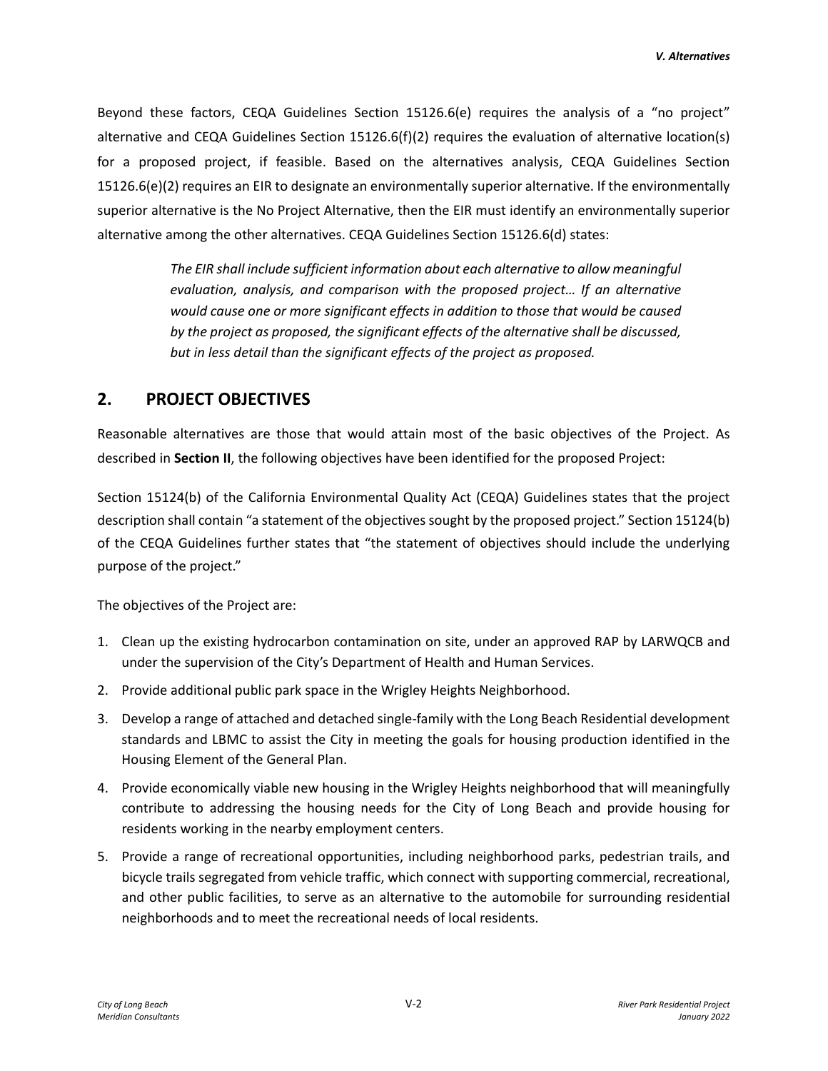Beyond these factors, CEQA Guidelines Section 15126.6(e) requires the analysis of a "no project" alternative and CEQA Guidelines Section 15126.6(f)(2) requires the evaluation of alternative location(s) for a proposed project, if feasible. Based on the alternatives analysis, CEQA Guidelines Section 15126.6(e)(2) requires an EIR to designate an environmentally superior alternative. If the environmentally superior alternative is the No Project Alternative, then the EIR must identify an environmentally superior alternative among the other alternatives. CEQA Guidelines Section 15126.6(d) states:

> *The EIR shall include sufficient information about each alternative to allow meaningful evaluation, analysis, and comparison with the proposed project… If an alternative would cause one or more significant effects in addition to those that would be caused by the project as proposed, the significant effects of the alternative shall be discussed, but in less detail than the significant effects of the project as proposed.*

## 2. PROJECT OBJECTIVES

Reasonable alternatives are those that would attain most of the basic objectives of the Project. As described in **Section II**, the following objectives have been identified for the proposed Project:

Section 15124(b) of the California Environmental Quality Act (CEQA) Guidelines states that the project description shall contain "a statement of the objectives sought by the proposed project." Section 15124(b) of the CEQA Guidelines further states that "the statement of objectives should include the underlying purpose of the project."

The objectives of the Project are:

1. Clean up the existing hydrocarbon contamination on site, under an approved RAP by LARWQCB and under the supervision of the City's Department of Health and Human Services.
2. Provide additional public park space in the Wrigley Heights Neighborhood.
3. Develop a range of attached and detached single-family with the Long Beach Residential development standards and LBMC to assist the City in meeting the goals for housing production identified in the Housing Element of the General Plan.
4. Provide economically viable new housing in the Wrigley Heights neighborhood that will meaningfully contribute to addressing the housing needs for the City of Long Beach and provide housing for residents working in the nearby employment centers.
5. Provide a range of recreational opportunities, including neighborhood parks, pedestrian trails, and bicycle trails segregated from vehicle traffic, which connect with supporting commercial, recreational, and other public facilities, to serve as an alternative to the automobile for surrounding residential neighborhoods and to meet the recreational needs of local residents.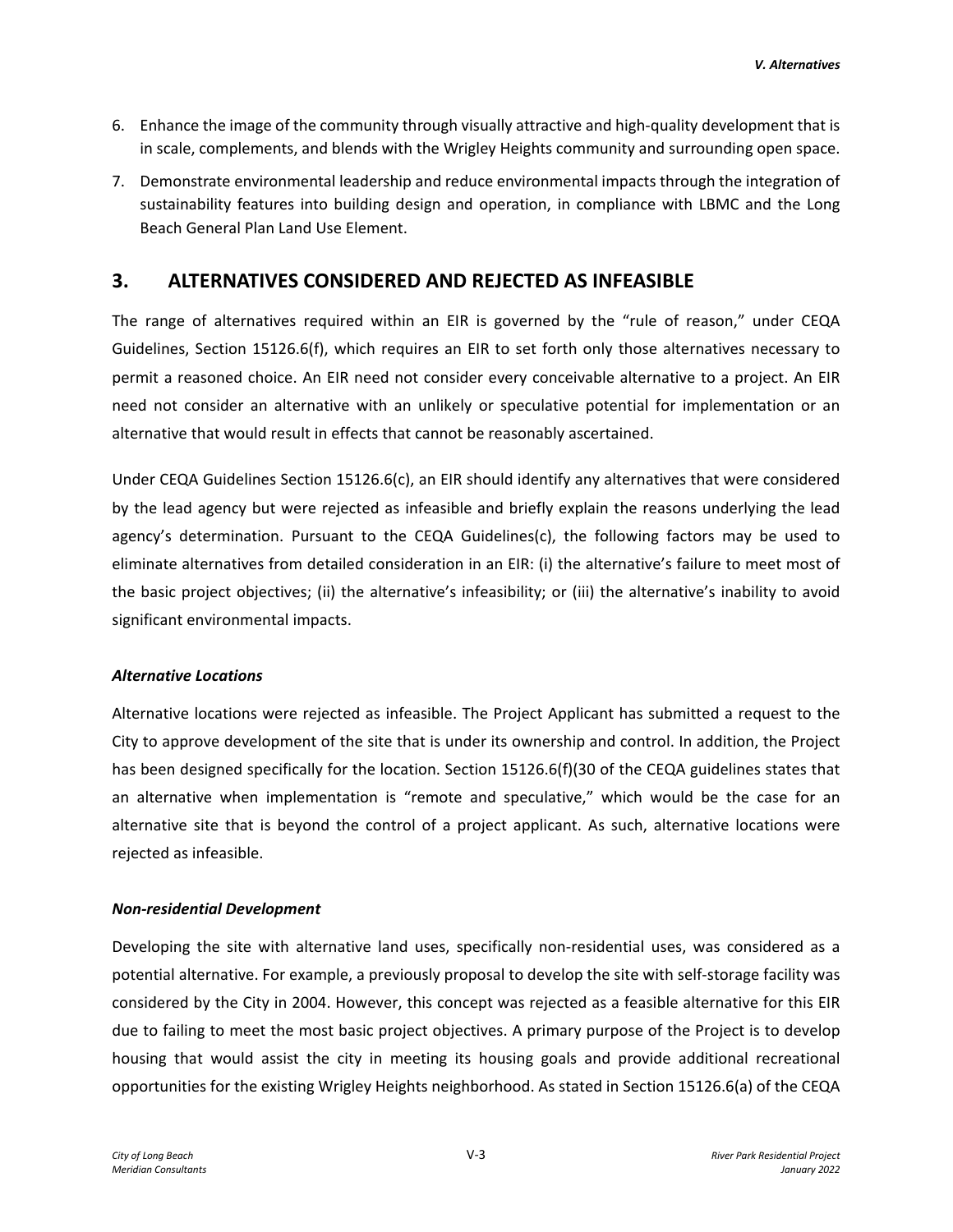6. Enhance the image of the community through visually attractive and high-quality development that is in scale, complements, and blends with the Wrigley Heights community and surrounding open space.
7. Demonstrate environmental leadership and reduce environmental impacts through the integration of sustainability features into building design and operation, in compliance with LBMC and the Long Beach General Plan Land Use Element.

## 3. ALTERNATIVES CONSIDERED AND REJECTED AS INFEASIBLE

The range of alternatives required within an EIR is governed by the "rule of reason," under CEQA Guidelines, Section 15126.6(f), which requires an EIR to set forth only those alternatives necessary to permit a reasoned choice. An EIR need not consider every conceivable alternative to a project. An EIR need not consider an alternative with an unlikely or speculative potential for implementation or an alternative that would result in effects that cannot be reasonably ascertained.

Under CEQA Guidelines Section 15126.6(c), an EIR should identify any alternatives that were considered by the lead agency but were rejected as infeasible and briefly explain the reasons underlying the lead agency's determination. Pursuant to the CEQA Guidelines(c), the following factors may be used to eliminate alternatives from detailed consideration in an EIR: (i) the alternative's failure to meet most of the basic project objectives; (ii) the alternative's infeasibility; or (iii) the alternative's inability to avoid significant environmental impacts.

### *Alternative Locations*

Alternative locations were rejected as infeasible. The Project Applicant has submitted a request to the City to approve development of the site that is under its ownership and control. In addition, the Project has been designed specifically for the location. Section 15126.6(f)(30 of the CEQA guidelines states that an alternative when implementation is "remote and speculative," which would be the case for an alternative site that is beyond the control of a project applicant. As such, alternative locations were rejected as infeasible.

### *Non-residential Development*

Developing the site with alternative land uses, specifically non-residential uses, was considered as a potential alternative. For example, a previously proposal to develop the site with self-storage facility was considered by the City in 2004. However, this concept was rejected as a feasible alternative for this EIR due to failing to meet the most basic project objectives. A primary purpose of the Project is to develop housing that would assist the city in meeting its housing goals and provide additional recreational opportunities for the existing Wrigley Heights neighborhood. As stated in Section 15126.6(a) of the CEQA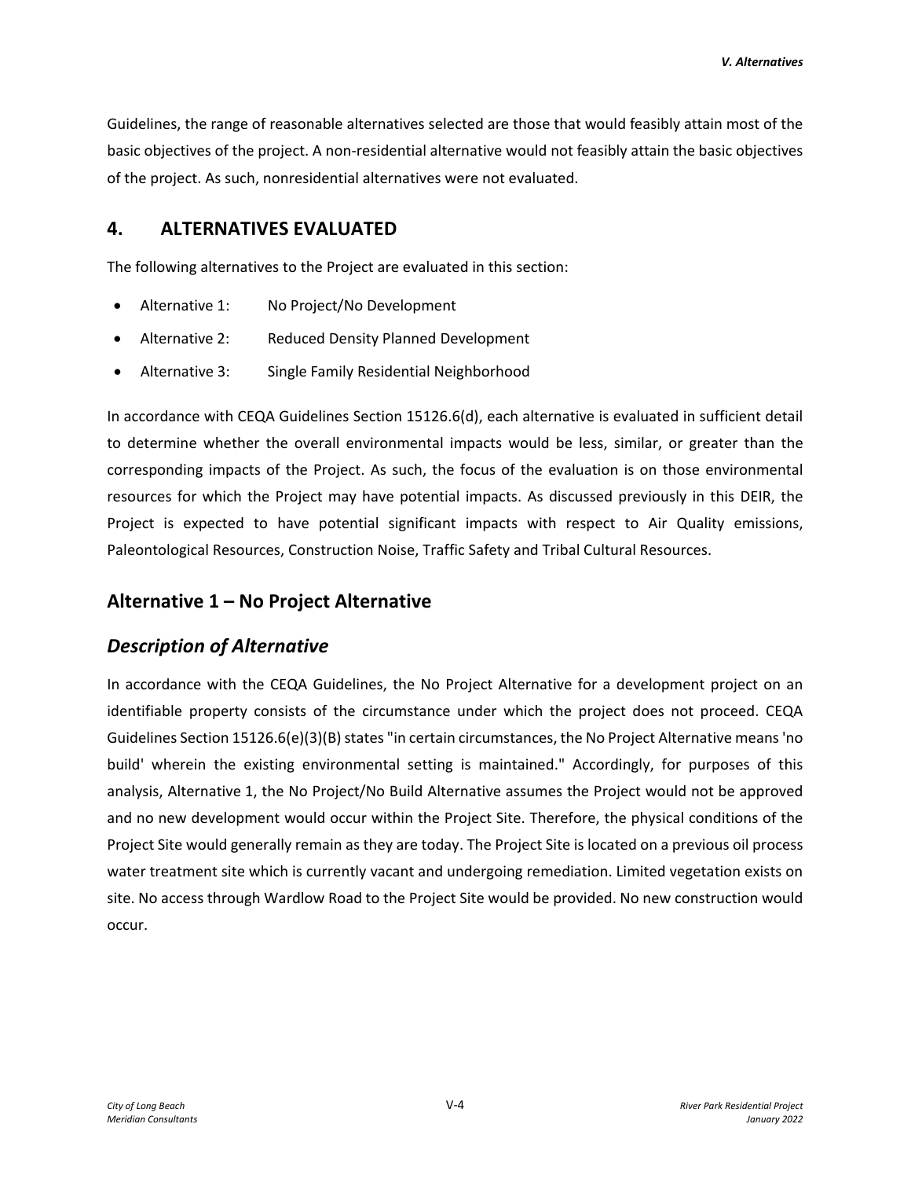Guidelines, the range of reasonable alternatives selected are those that would feasibly attain most of the basic objectives of the project. A non-residential alternative would not feasibly attain the basic objectives of the project. As such, nonresidential alternatives were not evaluated.

## 4. ALTERNATIVES EVALUATED

The following alternatives to the Project are evaluated in this section:

- Alternative 1: No Project/No Development
- Alternative 2: Reduced Density Planned Development
- Alternative 3: Single Family Residential Neighborhood

In accordance with CEQA Guidelines Section 15126.6(d), each alternative is evaluated in sufficient detail to determine whether the overall environmental impacts would be less, similar, or greater than the corresponding impacts of the Project. As such, the focus of the evaluation is on those environmental resources for which the Project may have potential impacts. As discussed previously in this DEIR, the Project is expected to have potential significant impacts with respect to Air Quality emissions, Paleontological Resources, Construction Noise, Traffic Safety and Tribal Cultural Resources.

### Alternative 1 – No Project Alternative

### *Description of Alternative*

In accordance with the CEQA Guidelines, the No Project Alternative for a development project on an identifiable property consists of the circumstance under which the project does not proceed. CEQA Guidelines Section 15126.6(e)(3)(B) states "in certain circumstances, the No Project Alternative means 'no build' wherein the existing environmental setting is maintained." Accordingly, for purposes of this analysis, Alternative 1, the No Project/No Build Alternative assumes the Project would not be approved and no new development would occur within the Project Site. Therefore, the physical conditions of the Project Site would generally remain as they are today. The Project Site is located on a previous oil process water treatment site which is currently vacant and undergoing remediation. Limited vegetation exists on site. No access through Wardlow Road to the Project Site would be provided. No new construction would occur.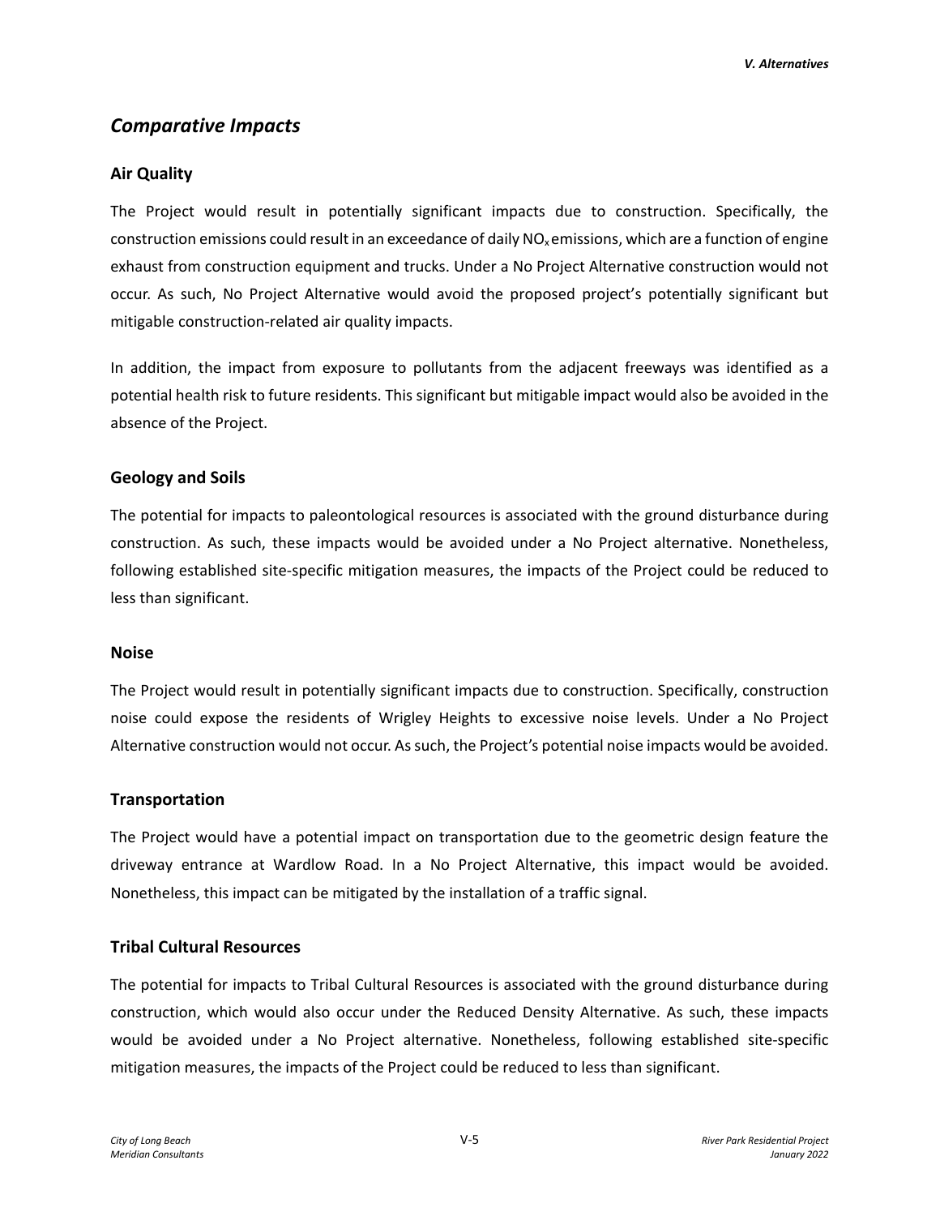## *Comparative Impacts*

### Air Quality

The Project would result in potentially significant impacts due to construction. Specifically, the construction emissions could result in an exceedance of daily $NO_x$ emissions, which are a function of engine exhaust from construction equipment and trucks. Under a No Project Alternative construction would not occur. As such, No Project Alternative would avoid the proposed project's potentially significant but mitigable construction-related air quality impacts.

In addition, the impact from exposure to pollutants from the adjacent freeways was identified as a potential health risk to future residents. This significant but mitigable impact would also be avoided in the absence of the Project.

### Geology and Soils

The potential for impacts to paleontological resources is associated with the ground disturbance during construction. As such, these impacts would be avoided under a No Project alternative. Nonetheless, following established site-specific mitigation measures, the impacts of the Project could be reduced to less than significant.

### Noise

The Project would result in potentially significant impacts due to construction. Specifically, construction noise could expose the residents of Wrigley Heights to excessive noise levels. Under a No Project Alternative construction would not occur. As such, the Project's potential noise impacts would be avoided.

### Transportation

The Project would have a potential impact on transportation due to the geometric design feature the driveway entrance at Wardlow Road. In a No Project Alternative, this impact would be avoided. Nonetheless, this impact can be mitigated by the installation of a traffic signal.

### Tribal Cultural Resources

The potential for impacts to Tribal Cultural Resources is associated with the ground disturbance during construction, which would also occur under the Reduced Density Alternative. As such, these impacts would be avoided under a No Project alternative. Nonetheless, following established site-specific mitigation measures, the impacts of the Project could be reduced to less than significant.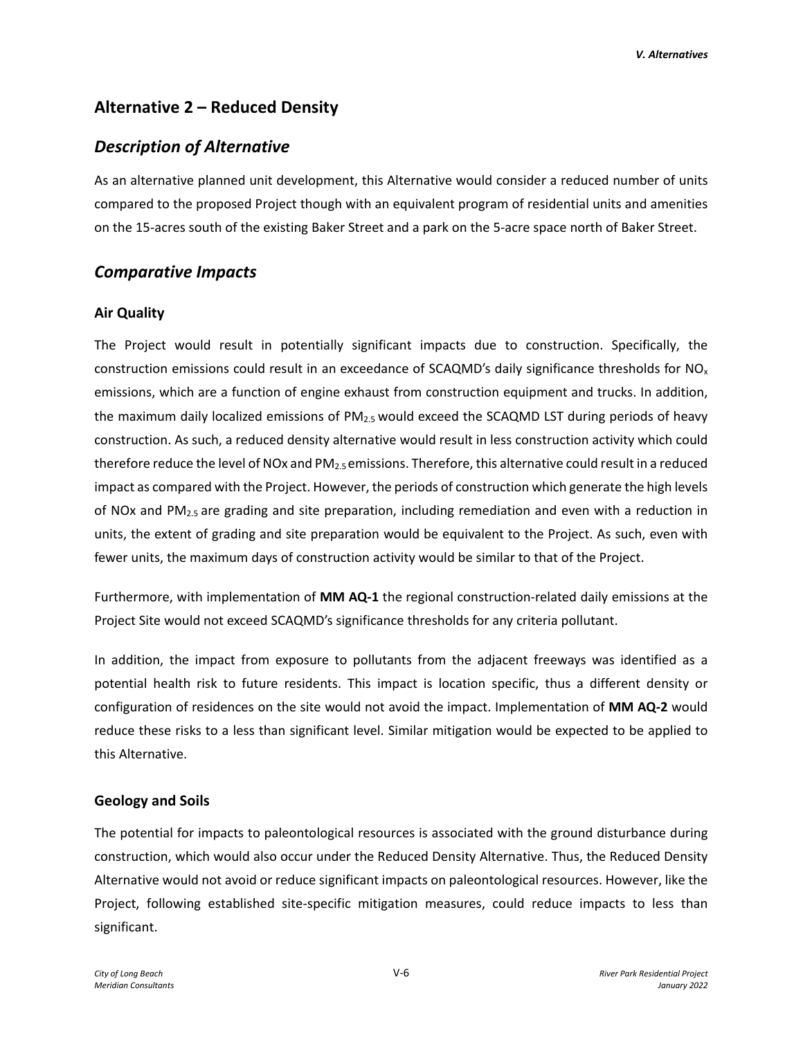## Alternative 2 – Reduced Density

### *Description of Alternative*

As an alternative planned unit development, this Alternative would consider a reduced number of units compared to the proposed Project though with an equivalent program of residential units and amenities on the 15-acres south of the existing Baker Street and a park on the 5-acre space north of Baker Street.

### *Comparative Impacts*

#### Air Quality

The Project would result in potentially significant impacts due to construction. Specifically, the construction emissions could result in an exceedance of SCAQMD's daily significance thresholds for $NO_x$ emissions, which are a function of engine exhaust from construction equipment and trucks. In addition, the maximum daily localized emissions of $PM_{2.5}$ would exceed the SCAQMD LST during periods of heavy construction. As such, a reduced density alternative would result in less construction activity which could therefore reduce the level of NOx and $PM_{2.5}$ emissions. Therefore, this alternative could result in a reduced impact as compared with the Project. However, the periods of construction which generate the high levels of NOx and $PM_{2.5}$ are grading and site preparation, including remediation and even with a reduction in units, the extent of grading and site preparation would be equivalent to the Project. As such, even with fewer units, the maximum days of construction activity would be similar to that of the Project.

Furthermore, with implementation of **MM AQ-1** the regional construction-related daily emissions at the Project Site would not exceed SCAQMD's significance thresholds for any criteria pollutant.

In addition, the impact from exposure to pollutants from the adjacent freeways was identified as a potential health risk to future residents. This impact is location specific, thus a different density or configuration of residences on the site would not avoid the impact. Implementation of **MM AQ-2** would reduce these risks to a less than significant level. Similar mitigation would be expected to be applied to this Alternative.

#### Geology and Soils

The potential for impacts to paleontological resources is associated with the ground disturbance during construction, which would also occur under the Reduced Density Alternative. Thus, the Reduced Density Alternative would not avoid or reduce significant impacts on paleontological resources. However, like the Project, following established site-specific mitigation measures, could reduce impacts to less than significant.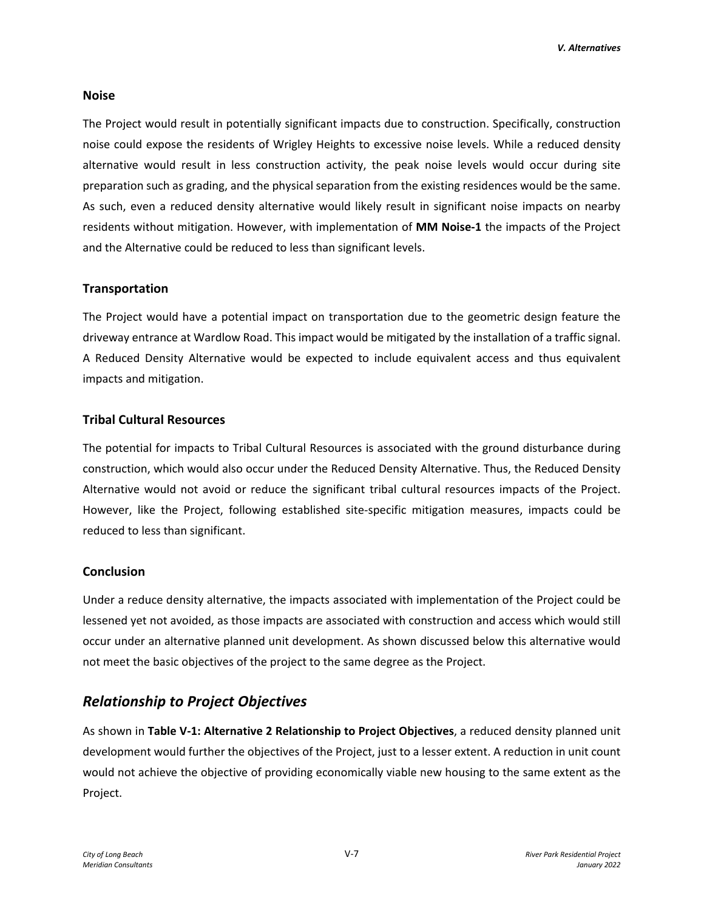### Noise

The Project would result in potentially significant impacts due to construction. Specifically, construction noise could expose the residents of Wrigley Heights to excessive noise levels. While a reduced density alternative would result in less construction activity, the peak noise levels would occur during site preparation such as grading, and the physical separation from the existing residences would be the same. As such, even a reduced density alternative would likely result in significant noise impacts on nearby residents without mitigation. However, with implementation of **MM Noise-1** the impacts of the Project and the Alternative could be reduced to less than significant levels.

### Transportation

The Project would have a potential impact on transportation due to the geometric design feature the driveway entrance at Wardlow Road. This impact would be mitigated by the installation of a traffic signal. A Reduced Density Alternative would be expected to include equivalent access and thus equivalent impacts and mitigation.

### Tribal Cultural Resources

The potential for impacts to Tribal Cultural Resources is associated with the ground disturbance during construction, which would also occur under the Reduced Density Alternative. Thus, the Reduced Density Alternative would not avoid or reduce the significant tribal cultural resources impacts of the Project. However, like the Project, following established site-specific mitigation measures, impacts could be reduced to less than significant.

### Conclusion

Under a reduce density alternative, the impacts associated with implementation of the Project could be lessened yet not avoided, as those impacts are associated with construction and access which would still occur under an alternative planned unit development. As shown discussed below this alternative would not meet the basic objectives of the project to the same degree as the Project.

## *Relationship to Project Objectives*

As shown in **Table V-1: Alternative 2 Relationship to Project Objectives**, a reduced density planned unit development would further the objectives of the Project, just to a lesser extent. A reduction in unit count would not achieve the objective of providing economically viable new housing to the same extent as the Project.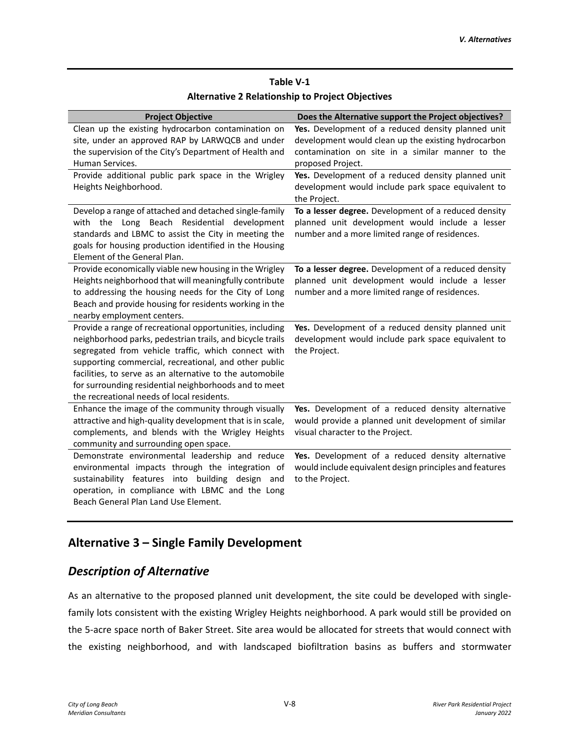**Table V-1**
**Alternative 2 Relationship to Project Objectives**

| Project Objective | Does the Alternative support the Project objectives? |
|---|---|
| Clean up the existing hydrocarbon contamination on site, under an approved RAP by LARWQCB and under the supervision of the City's Department of Health and Human Services. | **Yes.** Development of a reduced density planned unit development would clean up the existing hydrocarbon contamination on site in a similar manner to the proposed Project. |
| Provide additional public park space in the Wrigley Heights Neighborhood. | **Yes.** Development of a reduced density planned unit development would include park space equivalent to the Project. |
| Develop a range of attached and detached single-family with the Long Beach Residential development standards and LBMC to assist the City in meeting the goals for housing production identified in the Housing Element of the General Plan. | **To a lesser degree.** Development of a reduced density planned unit development would include a lesser number and a more limited range of residences. |
| Provide economically viable new housing in the Wrigley Heights neighborhood that will meaningfully contribute to addressing the housing needs for the City of Long Beach and provide housing for residents working in the nearby employment centers. | **To a lesser degree.** Development of a reduced density planned unit development would include a lesser number and a more limited range of residences. |
| Provide a range of recreational opportunities, including neighborhood parks, pedestrian trails, and bicycle trails segregated from vehicle traffic, which connect with supporting commercial, recreational, and other public facilities, to serve as an alternative to the automobile for surrounding residential neighborhoods and to meet the recreational needs of local residents. | **Yes.** Development of a reduced density planned unit development would include park space equivalent to the Project. |
| Enhance the image of the community through visually attractive and high-quality development that is in scale, complements, and blends with the Wrigley Heights community and surrounding open space. | **Yes.** Development of a reduced density alternative would provide a planned unit development of similar visual character to the Project. |
| Demonstrate environmental leadership and reduce environmental impacts through the integration of sustainability features into building design and operation, in compliance with LBMC and the Long Beach General Plan Land Use Element. | **Yes.** Development of a reduced density alternative would include equivalent design principles and features to the Project. |

## Alternative 3 – Single Family Development

### *Description of Alternative*

As an alternative to the proposed planned unit development, the site could be developed with single-family lots consistent with the existing Wrigley Heights neighborhood. A park would still be provided on the 5-acre space north of Baker Street. Site area would be allocated for streets that would connect with the existing neighborhood, and with landscaped biofiltration basins as buffers and stormwater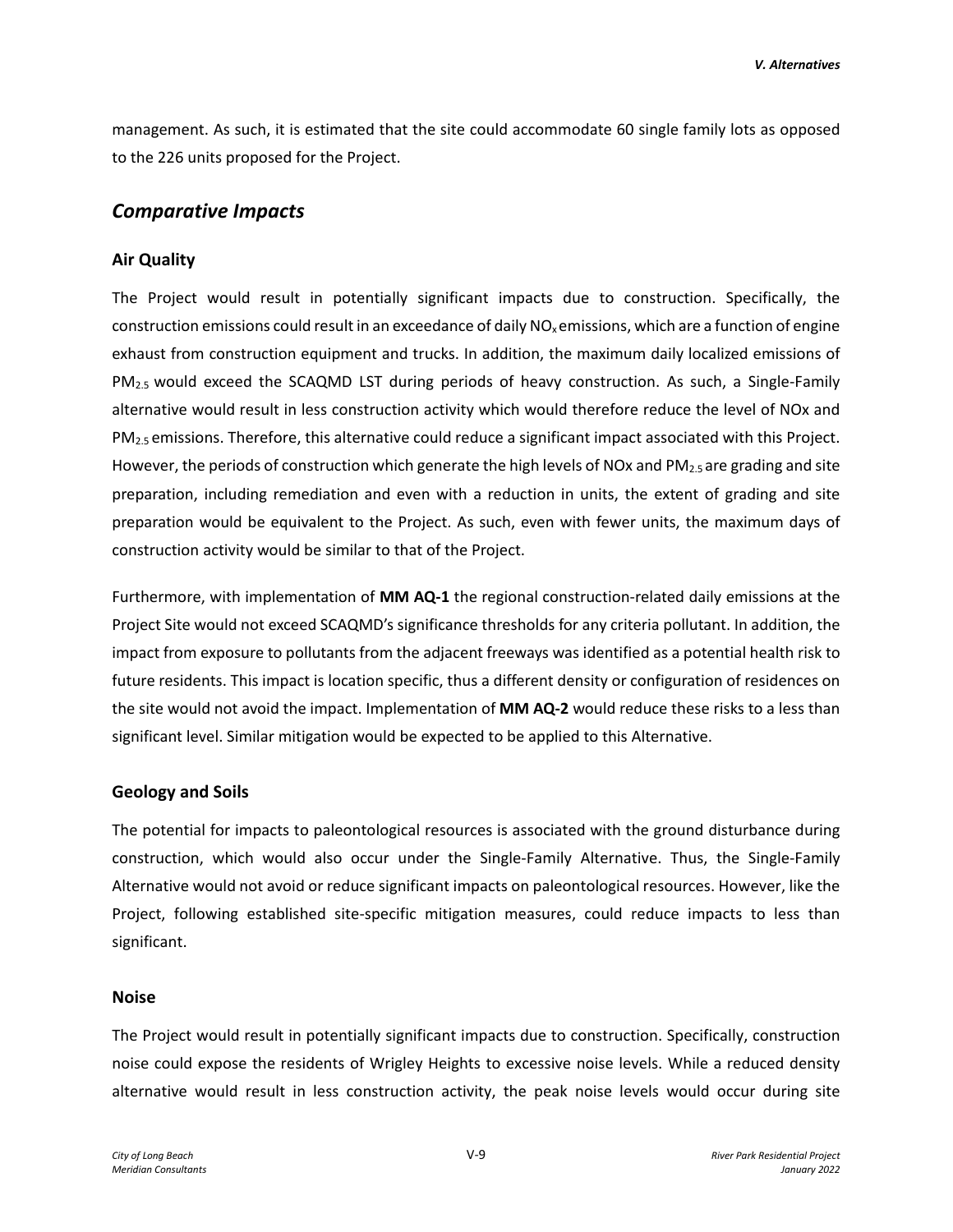management. As such, it is estimated that the site could accommodate 60 single family lots as opposed to the 226 units proposed for the Project.

## *Comparative Impacts*

### Air Quality

The Project would result in potentially significant impacts due to construction. Specifically, the construction emissions could result in an exceedance of daily $NO_x$ emissions, which are a function of engine exhaust from construction equipment and trucks. In addition, the maximum daily localized emissions of $PM_{2.5}$ would exceed the SCAQMD LST during periods of heavy construction. As such, a Single-Family alternative would result in less construction activity which would therefore reduce the level of NOx and $PM_{2.5}$ emissions. Therefore, this alternative could reduce a significant impact associated with this Project. However, the periods of construction which generate the high levels of NOx and $PM_{2.5}$ are grading and site preparation, including remediation and even with a reduction in units, the extent of grading and site preparation would be equivalent to the Project. As such, even with fewer units, the maximum days of construction activity would be similar to that of the Project.

Furthermore, with implementation of **MM AQ-1** the regional construction-related daily emissions at the Project Site would not exceed SCAQMD's significance thresholds for any criteria pollutant. In addition, the impact from exposure to pollutants from the adjacent freeways was identified as a potential health risk to future residents. This impact is location specific, thus a different density or configuration of residences on the site would not avoid the impact. Implementation of **MM AQ-2** would reduce these risks to a less than significant level. Similar mitigation would be expected to be applied to this Alternative.

### Geology and Soils

The potential for impacts to paleontological resources is associated with the ground disturbance during construction, which would also occur under the Single-Family Alternative. Thus, the Single-Family Alternative would not avoid or reduce significant impacts on paleontological resources. However, like the Project, following established site-specific mitigation measures, could reduce impacts to less than significant.

### Noise

The Project would result in potentially significant impacts due to construction. Specifically, construction noise could expose the residents of Wrigley Heights to excessive noise levels. While a reduced density alternative would result in less construction activity, the peak noise levels would occur during site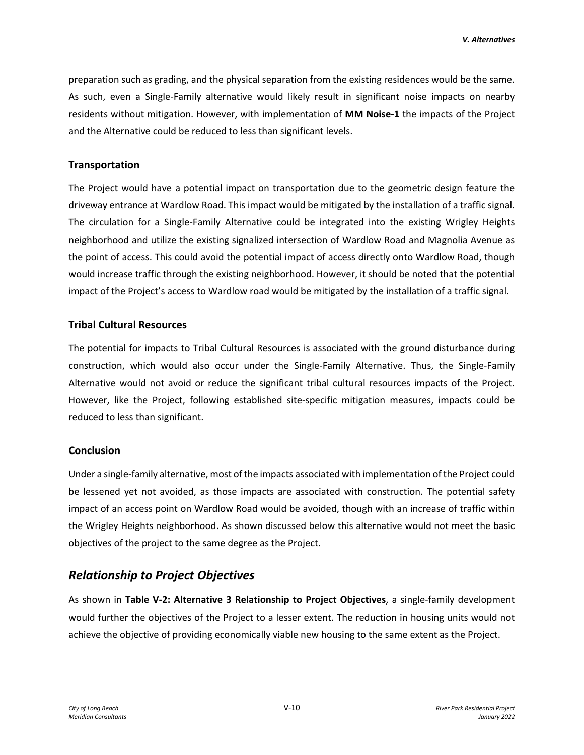preparation such as grading, and the physical separation from the existing residences would be the same. As such, even a Single-Family alternative would likely result in significant noise impacts on nearby residents without mitigation. However, with implementation of **MM Noise-1** the impacts of the Project and the Alternative could be reduced to less than significant levels.

### Transportation

The Project would have a potential impact on transportation due to the geometric design feature the driveway entrance at Wardlow Road. This impact would be mitigated by the installation of a traffic signal. The circulation for a Single-Family Alternative could be integrated into the existing Wrigley Heights neighborhood and utilize the existing signalized intersection of Wardlow Road and Magnolia Avenue as the point of access. This could avoid the potential impact of access directly onto Wardlow Road, though would increase traffic through the existing neighborhood. However, it should be noted that the potential impact of the Project's access to Wardlow road would be mitigated by the installation of a traffic signal.

### Tribal Cultural Resources

The potential for impacts to Tribal Cultural Resources is associated with the ground disturbance during construction, which would also occur under the Single-Family Alternative. Thus, the Single-Family Alternative would not avoid or reduce the significant tribal cultural resources impacts of the Project. However, like the Project, following established site-specific mitigation measures, impacts could be reduced to less than significant.

### Conclusion

Under a single-family alternative, most of the impacts associated with implementation of the Project could be lessened yet not avoided, as those impacts are associated with construction. The potential safety impact of an access point on Wardlow Road would be avoided, though with an increase of traffic within the Wrigley Heights neighborhood. As shown discussed below this alternative would not meet the basic objectives of the project to the same degree as the Project.

## *Relationship to Project Objectives*

As shown in **Table V-2: Alternative 3 Relationship to Project Objectives**, a single-family development would further the objectives of the Project to a lesser extent. The reduction in housing units would not achieve the objective of providing economically viable new housing to the same extent as the Project.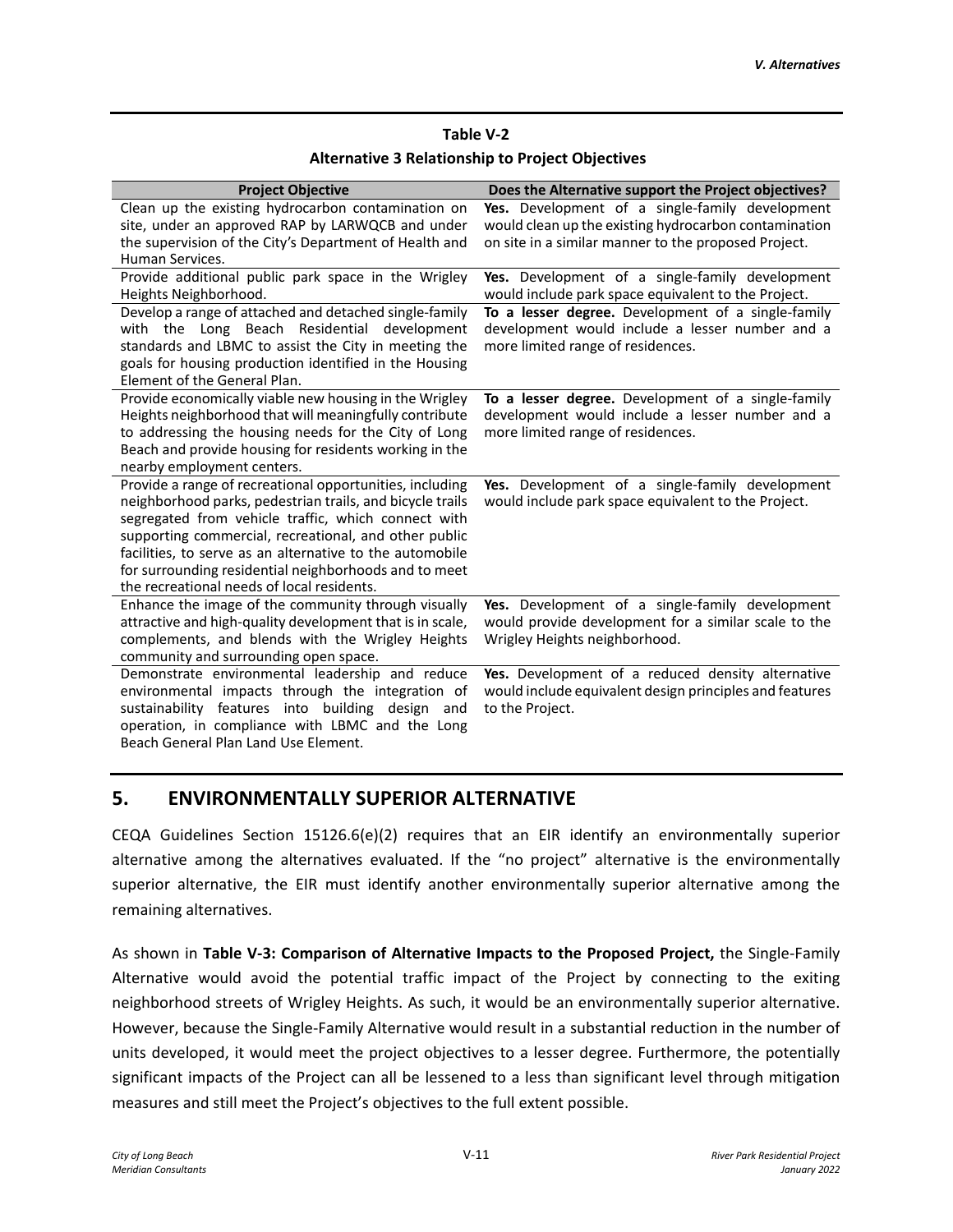**Table V-2**
**Alternative 3 Relationship to Project Objectives**

| Project Objective | Does the Alternative support the Project objectives? |
|---|---|
| Clean up the existing hydrocarbon contamination on site, under an approved RAP by LARWQCB and under the supervision of the City's Department of Health and Human Services. | **Yes.** Development of a single-family development would clean up the existing hydrocarbon contamination on site in a similar manner to the proposed Project. |
| Provide additional public park space in the Wrigley Heights Neighborhood. | **Yes.** Development of a single-family development would include park space equivalent to the Project. |
| Develop a range of attached and detached single-family with the Long Beach Residential development standards and LBMC to assist the City in meeting the goals for housing production identified in the Housing Element of the General Plan. | **To a lesser degree.** Development of a single-family development would include a lesser number and a more limited range of residences. |
| Provide economically viable new housing in the Wrigley Heights neighborhood that will meaningfully contribute to addressing the housing needs for the City of Long Beach and provide housing for residents working in the nearby employment centers. | **To a lesser degree.** Development of a single-family development would include a lesser number and a more limited range of residences. |
| Provide a range of recreational opportunities, including neighborhood parks, pedestrian trails, and bicycle trails segregated from vehicle traffic, which connect with supporting commercial, recreational, and other public facilities, to serve as an alternative to the automobile for surrounding residential neighborhoods and to meet the recreational needs of local residents. | **Yes.** Development of a single-family development would include park space equivalent to the Project. |
| Enhance the image of the community through visually attractive and high-quality development that is in scale, complements, and blends with the Wrigley Heights community and surrounding open space. | **Yes.** Development of a single-family development would provide development for a similar scale to the Wrigley Heights neighborhood. |
| Demonstrate environmental leadership and reduce environmental impacts through the integration of sustainability features into building design and operation, in compliance with LBMC and the Long Beach General Plan Land Use Element. | **Yes.** Development of a reduced density alternative would include equivalent design principles and features to the Project. |

## 5. ENVIRONMENTALLY SUPERIOR ALTERNATIVE

CEQA Guidelines Section 15126.6(e)(2) requires that an EIR identify an environmentally superior alternative among the alternatives evaluated. If the "no project" alternative is the environmentally superior alternative, the EIR must identify another environmentally superior alternative among the remaining alternatives.

As shown in **Table V-3: Comparison of Alternative Impacts to the Proposed Project,** the Single-Family Alternative would avoid the potential traffic impact of the Project by connecting to the exiting neighborhood streets of Wrigley Heights. As such, it would be an environmentally superior alternative. However, because the Single-Family Alternative would result in a substantial reduction in the number of units developed, it would meet the project objectives to a lesser degree. Furthermore, the potentially significant impacts of the Project can all be lessened to a less than significant level through mitigation measures and still meet the Project's objectives to the full extent possible.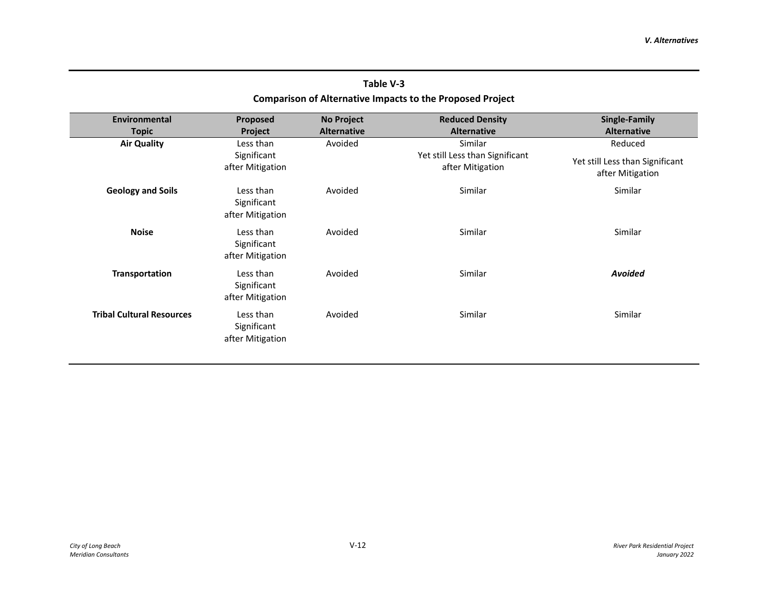**Table V-3**
**Comparison of Alternative Impacts to the Proposed Project**

| Environmental Topic | Proposed Project | No Project Alternative | Reduced Density Alternative | Single-Family Alternative |
|---|---|---|---|---|
| **Air Quality** | Less than Significant after Mitigation | Avoided | Similar Yet still Less than Significant after Mitigation | Reduced Yet still Less than Significant after Mitigation |
| **Geology and Soils** | Less than Significant after Mitigation | Avoided | Similar | Similar |
| **Noise** | Less than Significant after Mitigation | Avoided | Similar | Similar |
| **Transportation** | Less than Significant after Mitigation | Avoided | Similar | ***Avoided*** |
| **Tribal Cultural Resources** | Less than Significant after Mitigation | Avoided | Similar | Similar |